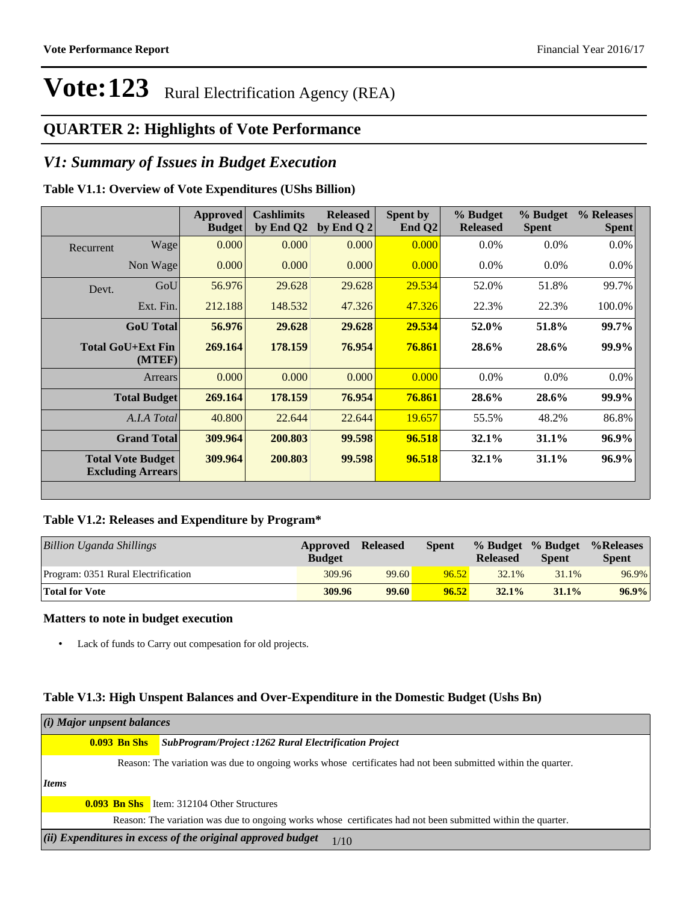# Vote:123 Rural Electrification Agency (REA)

## QUARTER 2: Highlights of Vote Performance

## *V1: Summary of Issues in Budget Execution*

### Table V1.1: Overview of Vote Expenditures (UShs Billion)

| | | Approved Budget | Cashlimits by End Q2 | Released by End Q 2 | Spent by End Q2 | % Budget Released | % Budget Spent | % Releases Spent |
|---|---|---|---|---|---|---|---|---|
| Recurrent | Wage | 0.000 | 0.000 | 0.000 | 0.000 | 0.0% | 0.0% | 0.0% |
| | Non Wage | 0.000 | 0.000 | 0.000 | 0.000 | 0.0% | 0.0% | 0.0% |
| Devt. | GoU | 56.976 | 29.628 | 29.628 | 29.534 | 52.0% | 51.8% | 99.7% |
| | Ext. Fin. | 212.188 | 148.532 | 47.326 | 47.326 | 22.3% | 22.3% | 100.0% |
| | **GoU Total** | **56.976** | **29.628** | **29.628** | **29.534** | **52.0%** | **51.8%** | **99.7%** |
| | **Total GoU+Ext Fin (MTEF)** | **269.164** | **178.159** | **76.954** | **76.861** | **28.6%** | **28.6%** | **99.9%** |
| | Arrears | 0.000 | 0.000 | 0.000 | 0.000 | 0.0% | 0.0% | 0.0% |
| | **Total Budget** | **269.164** | **178.159** | **76.954** | **76.861** | **28.6%** | **28.6%** | **99.9%** |
| | *A.I.A Total* | 40.800 | 22.644 | 22.644 | 19.657 | 55.5% | 48.2% | 86.8% |
| | **Grand Total** | **309.964** | **200.803** | **99.598** | **96.518** | **32.1%** | **31.1%** | **96.9%** |
| | **Total Vote Budget Excluding Arrears** | **309.964** | **200.803** | **99.598** | **96.518** | **32.1%** | **31.1%** | **96.9%** |

### Table V1.2: Releases and Expenditure by Program*

| *Billion Uganda Shillings* | Approved Budget | Released | Spent | % Budget Released | % Budget Spent | %Releases Spent |
|---|---|---|---|---|---|---|
| Program: 0351 Rural Electrification | 309.96 | 99.60 | 96.52 | 32.1% | 31.1% | 96.9% |
| **Total for Vote** | **309.96** | **99.60** | **96.52** | **32.1%** | **31.1%** | **96.9%** |

### Matters to note in budget execution

- Lack of funds to Carry out compesation for old projects.

### Table V1.3: High Unspent Balances and Over-Expenditure in the Domestic Budget (Ushs Bn)

***(i) Major unspent balances***

**0.093 Bn Shs** ***SubProgram/Project :1262 Rural Electrification Project***

Reason: The variation was due to ongoing works whose certificates had not been submitted within the quarter.

***Items***

**0.093 Bn Shs** Item: 312104 Other Structures

Reason: The variation was due to ongoing works whose certificates had not been submitted within the quarter.

***(ii) Expenditures in excess of the original approved budget***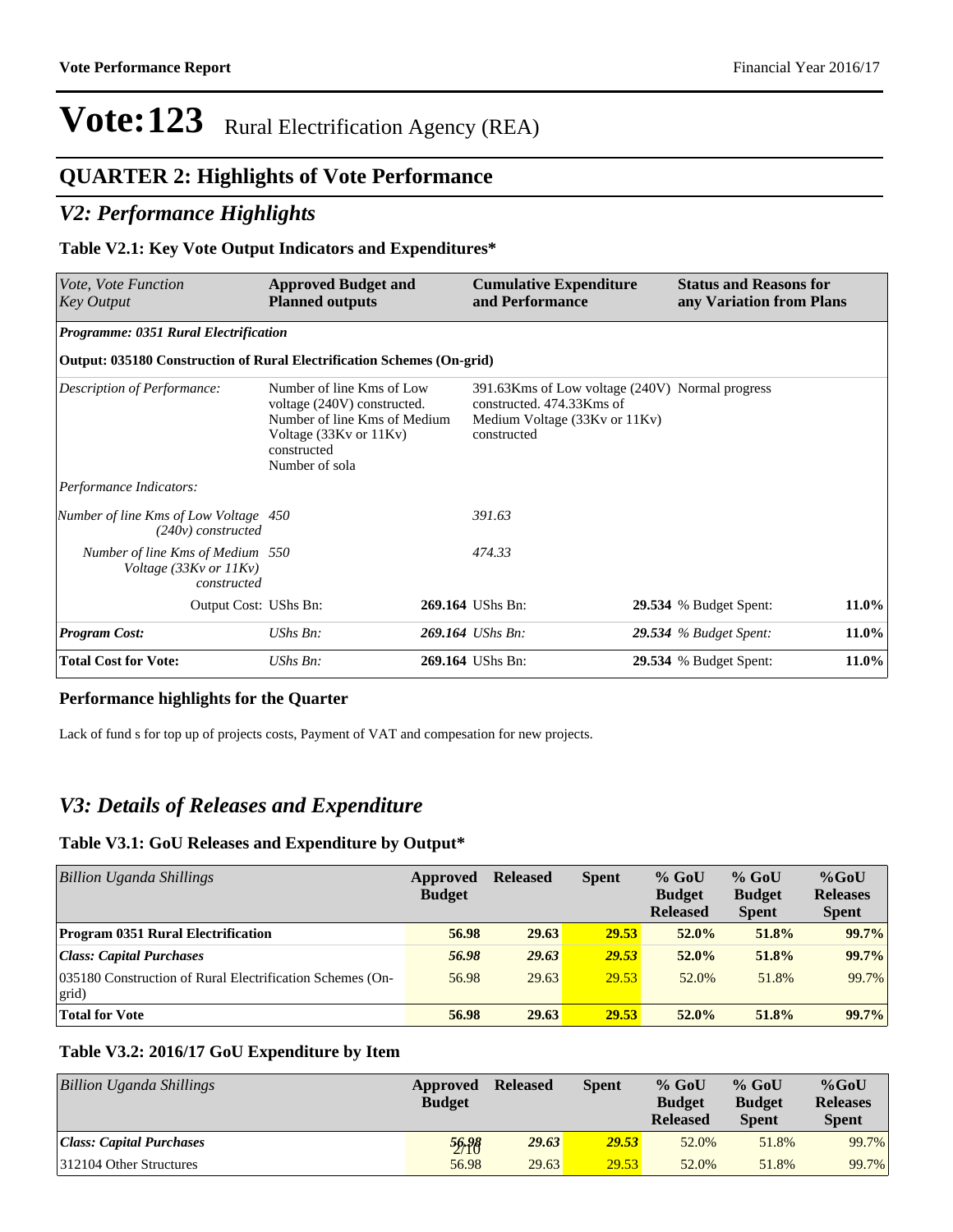# Vote:123 Rural Electrification Agency (REA)

## QUARTER 2: Highlights of Vote Performance

## *V2: Performance Highlights*

### Table V2.1: Key Vote Output Indicators and Expenditures*

| *Vote, Vote Function Key Output* | **Approved Budget and Planned outputs** | | **Cumulative Expenditure and Performance** | | **Status and Reasons for any Variation from Plans** | |
|---|---|---|---|---|---|---|
| ***Programme: 0351 Rural Electrification*** | | | | | | |
| **Output: 035180 Construction of Rural Electrification Schemes (On-grid)** | | | | | | |
| *Description of Performance:* | Number of line Kms of Low voltage (240V) constructed. Number of line Kms of Medium Voltage (33Kv or 11Kv) constructed Number of sola | | 391.63Kms of Low voltage (240V) constructed. 474.33Kms of Medium Voltage (33Kv or 11Kv) constructed | | Normal progress | |
| *Performance Indicators:* | | | | | | |
| *Number of line Kms of Low Voltage (240v) constructed* | *450* | | *391.63* | | | |
| *Number of line Kms of Medium Voltage (33Kv or 11Kv) constructed* | *550* | | *474.33* | | | |
| Output Cost: | UShs Bn: | **269.164** | UShs Bn: | **29.534** | % Budget Spent: | **11.0%** |
| ***Program Cost:*** | *UShs Bn:* | ***269.164*** | *UShs Bn:* | ***29.534*** | *% Budget Spent:* | ***11.0%*** |
| **Total Cost for Vote:** | *UShs Bn:* | **269.164** | UShs Bn: | **29.534** | % Budget Spent: | **11.0%** |

### Performance highlights for the Quarter

Lack of fund s for top up of projects costs, Payment of VAT and compesation for new projects.

## *V3: Details of Releases and Expenditure*

### Table V3.1: GoU Releases and Expenditure by Output*

| *Billion Uganda Shillings* | **Approved Budget** | **Released** | **Spent** | **% GoU Budget Released** | **% GoU Budget Spent** | **%GoU Releases Spent** |
|---|---|---|---|---|---|---|
| **Program 0351 Rural Electrification** | **56.98** | **29.63** | **29.53** | **52.0%** | **51.8%** | **99.7%** |
| ***Class: Capital Purchases*** | ***56.98*** | ***29.63*** | ***29.53*** | **52.0%** | **51.8%** | **99.7%** |
| 035180 Construction of Rural Electrification Schemes (On-grid) | 56.98 | 29.63 | 29.53 | 52.0% | 51.8% | 99.7% |
| **Total for Vote** | **56.98** | **29.63** | **29.53** | **52.0%** | **51.8%** | **99.7%** |

### Table V3.2: 2016/17 GoU Expenditure by Item

| *Billion Uganda Shillings* | **Approved Budget** | **Released** | **Spent** | **% GoU Budget Released** | **% GoU Budget Spent** | **%GoU Releases Spent** |
|---|---|---|---|---|---|---|
| ***Class: Capital Purchases*** | ***56.98*** | ***29.63*** | ***29.53*** | 52.0% | 51.8% | 99.7% |
| 312104 Other Structures | 56.98 | 29.63 | 29.53 | 52.0% | 51.8% | 99.7% |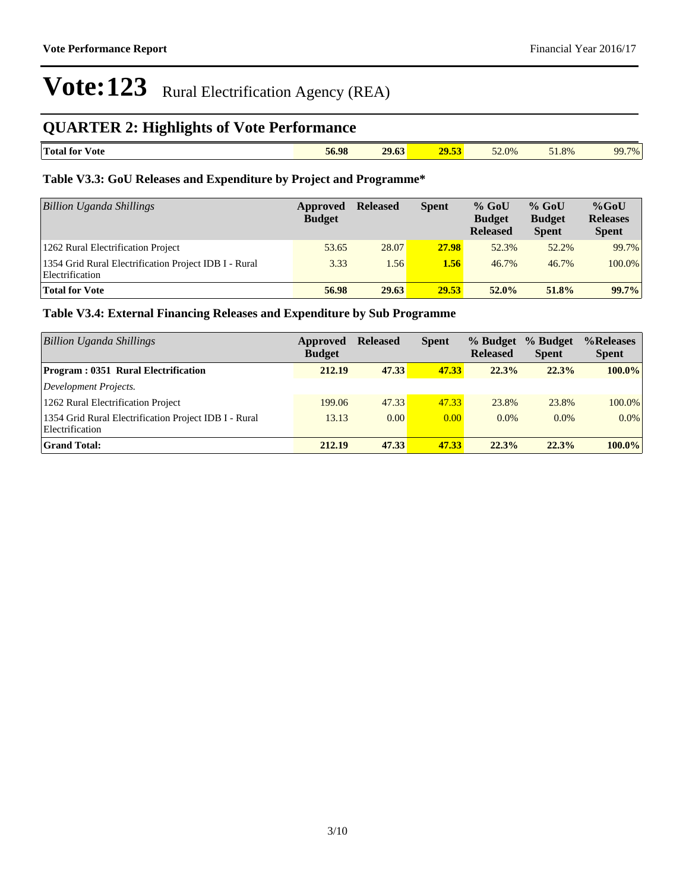# Vote:123 Rural Electrification Agency (REA)

## QUARTER 2: Highlights of Vote Performance

| Total for Vote | 56.98 | 29.63 | 29.53 | 52.0% | 51.8% | 99.7% |
|---|---|---|---|---|---|---|

### Table V3.3: GoU Releases and Expenditure by Project and Programme*

| *Billion Uganda Shillings* | Approved Budget | Released | Spent | % GoU Budget Released | % GoU Budget Spent | %GoU Releases Spent |
|---|---|---|---|---|---|---|
| 1262 Rural Electrification Project | 53.65 | 28.07 | 27.98 | 52.3% | 52.2% | 99.7% |
| 1354 Grid Rural Electrification Project IDB I - Rural Electrification | 3.33 | 1.56 | 1.56 | 46.7% | 46.7% | 100.0% |
| **Total for Vote** | **56.98** | **29.63** | **29.53** | **52.0%** | **51.8%** | **99.7%** |

### Table V3.4: External Financing Releases and Expenditure by Sub Programme

| *Billion Uganda Shillings* | Approved Budget | Released | Spent | % Budget Released | % Budget Spent | %Releases Spent |
|---|---|---|---|---|---|---|
| **Program : 0351 Rural Electrification** | **212.19** | **47.33** | **47.33** | **22.3%** | **22.3%** | **100.0%** |
| *Development Projects.* | | | | | | |
| 1262 Rural Electrification Project | 199.06 | 47.33 | 47.33 | 23.8% | 23.8% | 100.0% |
| 1354 Grid Rural Electrification Project IDB I - Rural Electrification | 13.13 | 0.00 | 0.00 | 0.0% | 0.0% | 0.0% |
| **Grand Total:** | **212.19** | **47.33** | **47.33** | **22.3%** | **22.3%** | **100.0%** |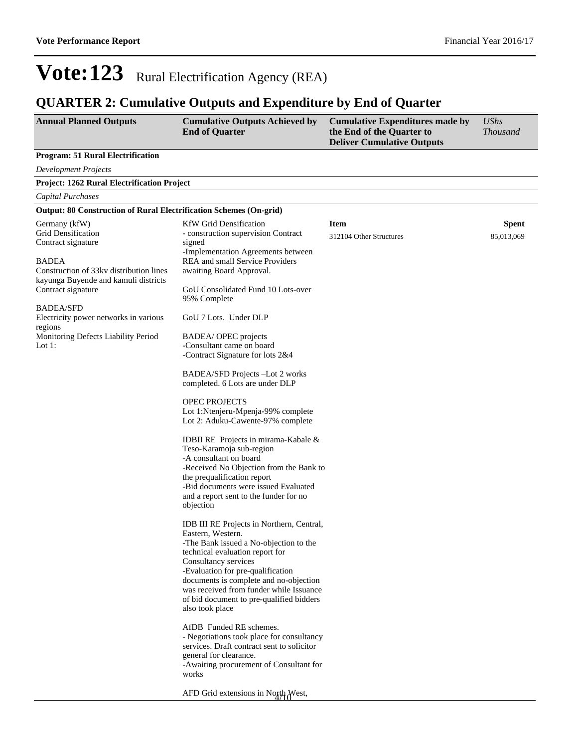# Vote:123 Rural Electrification Agency (REA)

## QUARTER 2: Cumulative Outputs and Expenditure by End of Quarter

| Annual Planned Outputs | Cumulative Outputs Achieved by End of Quarter | Cumulative Expenditures made by the End of the Quarter to Deliver Cumulative Outputs | *UShs Thousand* |
|---|---|---|---|
| **Program: 51 Rural Electrification** | | | |
| *Development Projects* | | | |
| **Project: 1262 Rural Electrification Project** | | | |
| *Capital Purchases* | | | |
| **Output: 80 Construction of Rural Electrification Schemes (On-grid)** | | | |
| Germany (kfW)<br>Grid Densification<br>Contract signature<br><br>BADEA<br>Construction of 33kv distribution lines kayunga Buyende and kamuli districts<br>Contract signature<br><br>BADEA/SFD<br>Electricity power networks in various regions<br>Monitoring Defects Liability Period<br>Lot 1: | KfW Grid Densification<br>- construction supervision Contract signed<br>-Implementation Agreements between REA and small Service Providers awaiting Board Approval.<br><br>GoU Consolidated Fund 10 Lots-over 95% Complete<br><br>GoU 7 Lots. Under DLP<br><br>BADEA/ OPEC projects<br>-Consultant came on board<br>-Contract Signature for lots 2&4<br><br>BADEA/SFD Projects –Lot 2 works completed. 6 Lots are under DLP<br><br>OPEC PROJECTS<br>Lot 1:Ntenjeru-Mpenja-99% complete<br>Lot 2: Aduku-Cawente-97% complete<br><br>IDBII RE Projects in mirama-Kabale & Teso-Karamoja sub-region<br>-A consultant on board<br>-Received No Objection from the Bank to the prequalification report<br>-Bid documents were issued Evaluated and a report sent to the funder for no objection<br><br>IDB III RE Projects in Northern, Central, Eastern, Western.<br>-The Bank issued a No-objection to the technical evaluation report for Consultancy services<br>-Evaluation for pre-qualification documents is complete and no-objection was received from funder while Issuance of bid document to pre-qualified bidders also took place<br><br>AfDB Funded RE schemes.<br>- Negotiations took place for consultancy services. Draft contract sent to solicitor general for clearance.<br>-Awaiting procurement of Consultant for works<br><br>AFD Grid extensions in North West, | **Item**<br>312104 Other Structures | **Spent**<br>85,013,069 |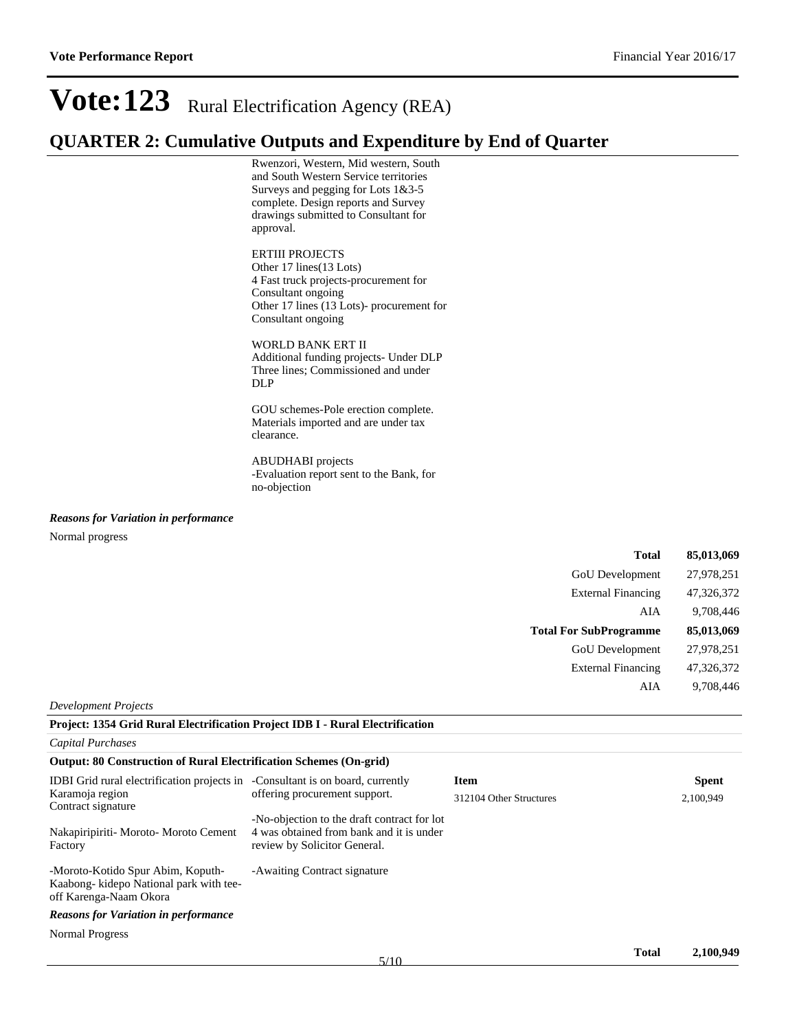# Vote:123 Rural Electrification Agency (REA)

## QUARTER 2: Cumulative Outputs and Expenditure by End of Quarter

Rwenzori, Western, Mid western, South and South Western Service territories
Surveys and pegging for Lots 1&3-5 complete. Design reports and Survey drawings submitted to Consultant for approval.

ERTIII PROJECTS
Other 17 lines(13 Lots)
4 Fast truck projects-procurement for Consultant ongoing
Other 17 lines (13 Lots)- procurement for Consultant ongoing

WORLD BANK ERT II
Additional funding projects- Under DLP
Three lines; Commissioned and under DLP

GOU schemes-Pole erection complete. Materials imported and are under tax clearance.

ABUDHABI projects
-Evaluation report sent to the Bank, for no-objection

***Reasons for Variation in performance***

Normal progress

| | |
|---|---|
| **Total** | **85,013,069** |
| GoU Development | 27,978,251 |
| External Financing | 47,326,372 |
| AIA | 9,708,446 |
| **Total For SubProgramme** | **85,013,069** |
| GoU Development | 27,978,251 |
| External Financing | 47,326,372 |
| AIA | 9,708,446 |

*Development Projects*

**Project: 1354 Grid Rural Electrification Project IDB I - Rural Electrification**

*Capital Purchases*

**Output: 80 Construction of Rural Electrification Schemes (On-grid)**

| | | Item | Spent |
|---|---|---|---|
| IDBI Grid rural electrification projects in Karamoja region<br>Contract signature<br><br>Nakapiripiriti- Moroto- Moroto Cement Factory<br><br>-Moroto-Kotido Spur Abim, Koputh-Kaabong- kidepo National park with tee-off Karenga-Naam Okora | -Consultant is on board, currently offering procurement support.<br><br>-No-objection to the draft contract for lot 4 was obtained from bank and it is under review by Solicitor General.<br><br>-Awaiting Contract signature | 312104 Other Structures | 2,100,949 |

***Reasons for Variation in performance***

Normal Progress

| | |
|---|---|
| **Total** | **2,100,949** |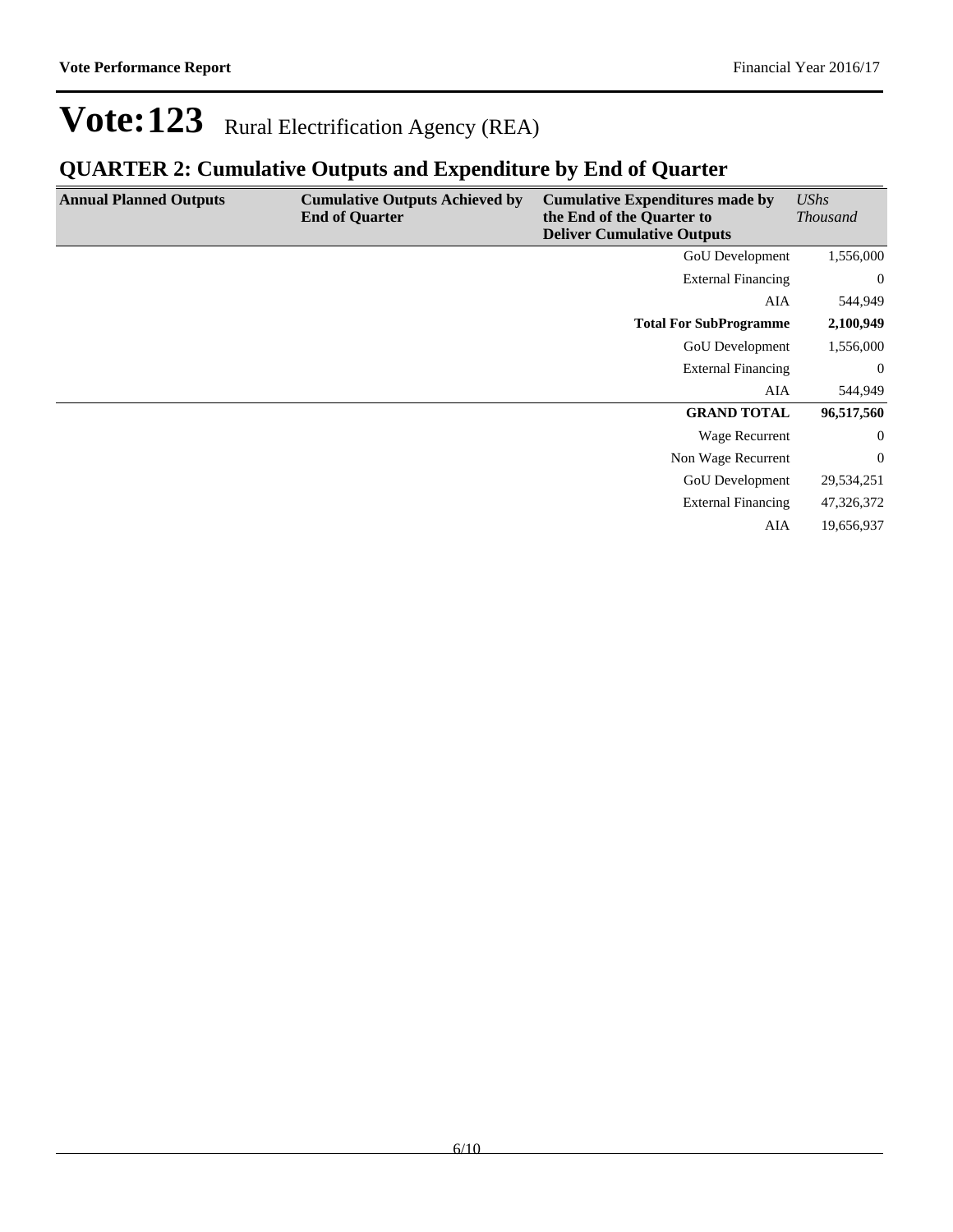# Vote:123 Rural Electrification Agency (REA)

## QUARTER 2: Cumulative Outputs and Expenditure by End of Quarter

| Annual Planned Outputs | Cumulative Outputs Achieved by End of Quarter | Cumulative Expenditures made by the End of the Quarter to Deliver Cumulative Outputs | *UShs Thousand* |
|---|---|---|---|
| | | GoU Development | 1,556,000 |
| | | External Financing | 0 |
| | | AIA | 544,949 |
| | | **Total For SubProgramme** | **2,100,949** |
| | | GoU Development | 1,556,000 |
| | | External Financing | 0 |
| | | AIA | 544,949 |
| | | **GRAND TOTAL** | **96,517,560** |
| | | Wage Recurrent | 0 |
| | | Non Wage Recurrent | 0 |
| | | GoU Development | 29,534,251 |
| | | External Financing | 47,326,372 |
| | | AIA | 19,656,937 |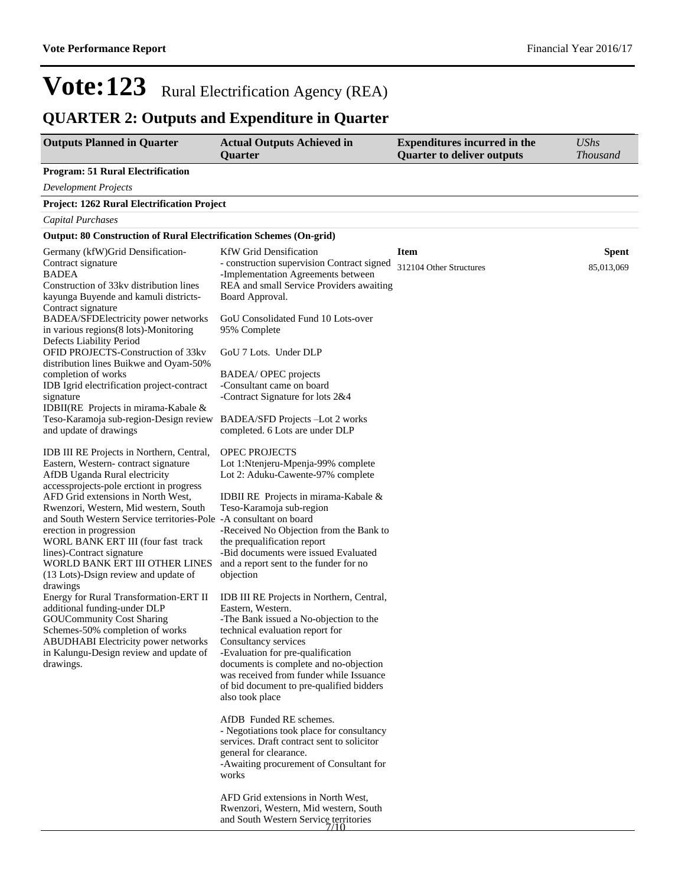# Vote:123 Rural Electrification Agency (REA)

## QUARTER 2: Outputs and Expenditure in Quarter

| Outputs Planned in Quarter | Actual Outputs Achieved in Quarter | Expenditures incurred in the Quarter to deliver outputs | *UShs Thousand* |
|---|---|---|---|
| **Program: 51 Rural Electrification** | | | |
| *Development Projects* | | | |
| **Project: 1262 Rural Electrification Project** | | | |
| *Capital Purchases* | | | |
| **Output: 80 Construction of Rural Electrification Schemes (On-grid)** | | | |
| Germany (kfW)Grid Densification-Contract signature<br>BADEA<br>Construction of 33kv distribution lines kayunga Buyende and kamuli districts-Contract signature<br>BADEA/SFDElectricity power networks in various regions(8 lots)-Monitoring Defects Liability Period<br>OFID PROJECTS-Construction of 33kv distribution lines Buikwe and Oyam-50% completion of works<br>IDB Igrid electrification project-contract signature<br>IDBII(RE Projects in mirama-Kabale & Teso-Karamoja sub-region-Design review and update of drawings<br><br>IDB III RE Projects in Northern, Central, Eastern, Western- contract signature<br>AfDB Uganda Rural electricity accessprojects-pole erctiont in progress<br>AFD Grid extensions in North West, Rwenzori, Western, Mid western, South and South Western Service territories-Pole erection in progression<br>WORL BANK ERT III (four fast track lines)-Contract signature<br>WORLD BANK ERT III OTHER LINES (13 Lots)-Dsign review and update of drawings<br>Energy for Rural Transformation-ERT II additional funding-under DLP<br>GOUCommunity Cost Sharing Schemes-50% completion of works<br>ABUDHABI Electricity power networks in Kalungu-Design review and update of drawings. | KfW Grid Densification<br>- construction supervision Contract signed<br>-Implementation Agreements between REA and small Service Providers awaiting Board Approval.<br><br>GoU Consolidated Fund 10 Lots-over 95% Complete<br><br>GoU 7 Lots. Under DLP<br><br>BADEA/ OPEC projects<br>-Consultant came on board<br>-Contract Signature for lots 2&4<br><br>BADEA/SFD Projects –Lot 2 works completed. 6 Lots are under DLP<br><br>OPEC PROJECTS<br>Lot 1:Ntenjeru-Mpenja-99% complete<br>Lot 2: Aduku-Cawente-97% complete<br><br>IDBII RE Projects in mirama-Kabale & Teso-Karamoja sub-region<br>-A consultant on board<br>-Received No Objection from the Bank to the prequalification report<br>-Bid documents were issued Evaluated and a report sent to the funder for no objection<br><br>IDB III RE Projects in Northern, Central, Eastern, Western.<br>-The Bank issued a No-objection to the technical evaluation report for Consultancy services<br>-Evaluation for pre-qualification documents is complete and no-objection was received from funder while Issuance of bid document to pre-qualified bidders also took place<br><br>AfDB Funded RE schemes.<br>- Negotiations took place for consultancy services. Draft contract sent to solicitor general for clearance.<br>-Awaiting procurement of Consultant for works<br><br>AFD Grid extensions in North West, Rwenzori, Western, Mid western, South and South Western Service territories | **Item**<br>312104 Other Structures | **Spent**<br>85,013,069 |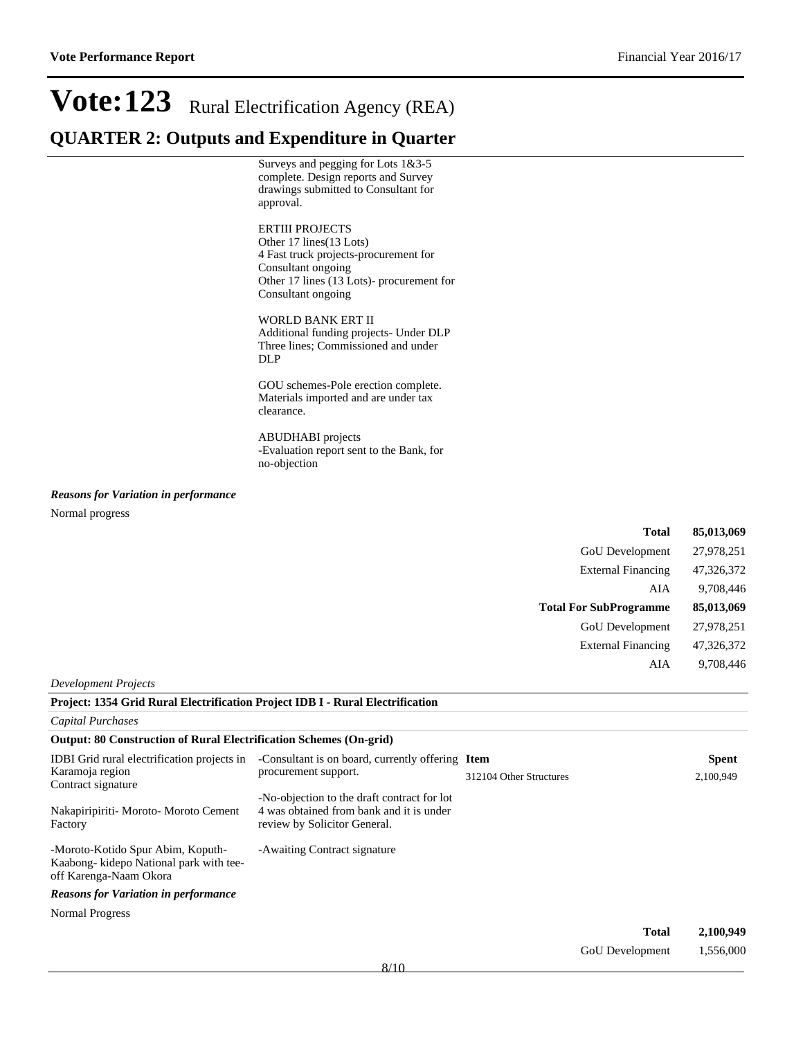# Vote:123 Rural Electrification Agency (REA)

## QUARTER 2: Outputs and Expenditure in Quarter

Surveys and pegging for Lots 1&3-5 complete. Design reports and Survey drawings submitted to Consultant for approval.

ERTIII PROJECTS
Other 17 lines(13 Lots)
4 Fast truck projects-procurement for Consultant ongoing
Other 17 lines (13 Lots)- procurement for Consultant ongoing

WORLD BANK ERT II
Additional funding projects- Under DLP
Three lines; Commissioned and under DLP

GOU schemes-Pole erection complete. Materials imported and are under tax clearance.

ABUDHABI projects
-Evaluation report sent to the Bank, for no-objection

***Reasons for Variation in performance***

Normal progress

| | |
|---|---|
| **Total** | **85,013,069** |
| GoU Development | 27,978,251 |
| External Financing | 47,326,372 |
| AIA | 9,708,446 |
| **Total For SubProgramme** | **85,013,069** |
| GoU Development | 27,978,251 |
| External Financing | 47,326,372 |
| AIA | 9,708,446 |

*Development Projects*

**Project: 1354 Grid Rural Electrification Project IDB I - Rural Electrification**

*Capital Purchases*

**Output: 80 Construction of Rural Electrification Schemes (On-grid)**

| | | Item | Spent |
|---|---|---|---|
| IDBI Grid rural electrification projects in Karamoja region<br>Contract signature<br><br>Nakapiripiriti- Moroto- Moroto Cement Factory<br><br>-Moroto-Kotido Spur Abim, Koputh-Kaabong- kidepo National park with tee-off Karenga-Naam Okora | -Consultant is on board, currently offering procurement support.<br><br>-No-objection to the draft contract for lot 4 was obtained from bank and it is under review by Solicitor General.<br><br>-Awaiting Contract signature | 312104 Other Structures | 2,100,949 |

***Reasons for Variation in performance***

Normal Progress

| | |
|---|---|
| **Total** | **2,100,949** |
| GoU Development | 1,556,000 |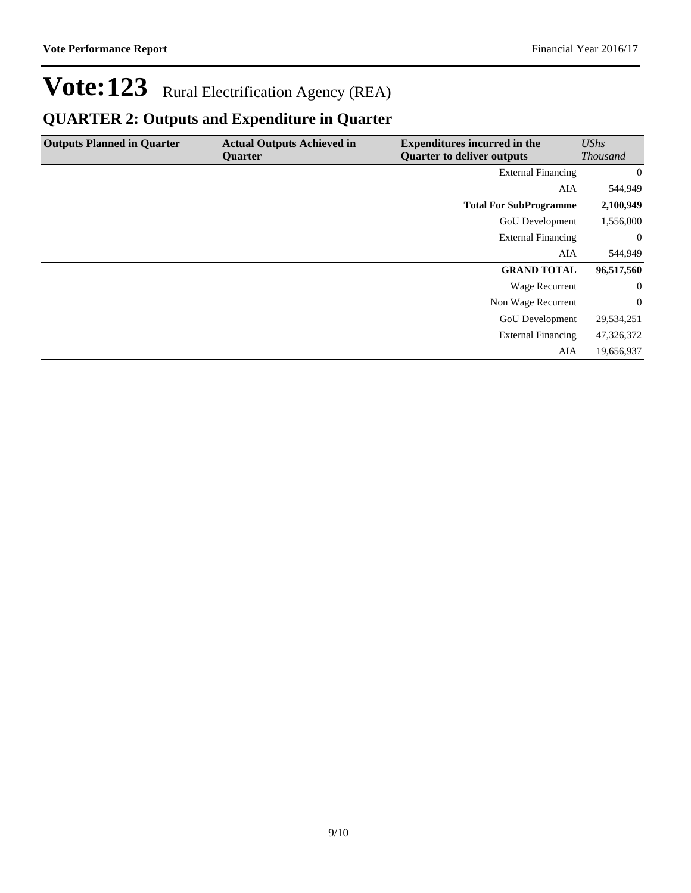# Vote:123 Rural Electrification Agency (REA)

## QUARTER 2: Outputs and Expenditure in Quarter

| Outputs Planned in Quarter | Actual Outputs Achieved in Quarter | Expenditures incurred in the Quarter to deliver outputs | *UShs Thousand* |
|---|---|---|---|
| | | External Financing | 0 |
| | | AIA | 544,949 |
| | | **Total For SubProgramme** | **2,100,949** |
| | | GoU Development | 1,556,000 |
| | | External Financing | 0 |
| | | AIA | 544,949 |
| | | **GRAND TOTAL** | **96,517,560** |
| | | Wage Recurrent | 0 |
| | | Non Wage Recurrent | 0 |
| | | GoU Development | 29,534,251 |
| | | External Financing | 47,326,372 |
| | | AIA | 19,656,937 |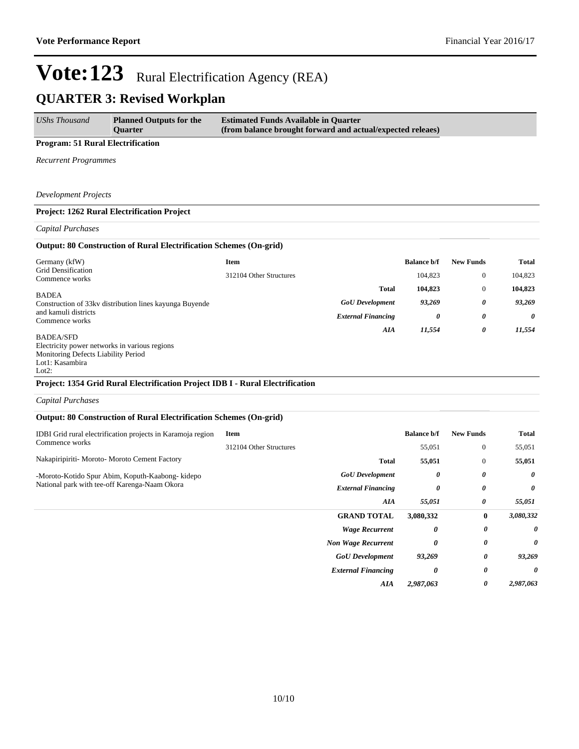# Vote:123 Rural Electrification Agency (REA)

## QUARTER 3: Revised Workplan

| *UShs Thousand* | **Planned Outputs for the Quarter** | **Estimated Funds Available in Quarter (from balance brought forward and actual/expected releaes)** |
|---|---|---|

**Program: 51 Rural Electrification**

*Recurrent Programmes*

*Development Projects*

**Project: 1262 Rural Electrification Project**

*Capital Purchases*

**Output: 80 Construction of Rural Electrification Schemes (On-grid)**

Germany (kfW)
Grid Densification
Commence works

BADEA
Construction of 33kv distribution lines kayunga Buyende and kamuli districts
Commence works

BADEA/SFD
Electricity power networks in various regions
Monitoring Defects Liability Period
Lot1: Kasambira
Lot2:

| Item | Balance b/f | New Funds | Total |
|---|---|---|---|
| 312104 Other Structures | 104,823 | 0 | 104,823 |
| **Total** | **104,823** | 0 | **104,823** |
| ***GoU Development*** | ***93,269*** | ***0*** | ***93,269*** |
| ***External Financing*** | ***0*** | ***0*** | ***0*** |
| ***AIA*** | ***11,554*** | ***0*** | ***11,554*** |

**Project: 1354 Grid Rural Electrification Project IDB I - Rural Electrification**

*Capital Purchases*

**Output: 80 Construction of Rural Electrification Schemes (On-grid)**

IDBI Grid rural electrification projects in Karamoja region
Commence works

Nakapiripiriti- Moroto- Moroto Cement Factory

-Moroto-Kotido Spur Abim, Koputh-Kaabong- kidepo National park with tee-off Karenga-Naam Okora

| Item | Balance b/f | New Funds | Total |
|---|---|---|---|
| 312104 Other Structures | 55,051 | 0 | 55,051 |
| **Total** | **55,051** | 0 | **55,051** |
| ***GoU Development*** | ***0*** | ***0*** | ***0*** |
| ***External Financing*** | ***0*** | ***0*** | ***0*** |
| ***AIA*** | ***55,051*** | ***0*** | ***55,051*** |

| | Balance b/f | New Funds | Total |
|---|---|---|---|
| **GRAND TOTAL** | **3,080,332** | **0** | ***3,080,332*** |
| ***Wage Recurrent*** | ***0*** | ***0*** | ***0*** |
| ***Non Wage Recurrent*** | ***0*** | ***0*** | ***0*** |
| ***GoU Development*** | ***93,269*** | ***0*** | ***93,269*** |
| ***External Financing*** | ***0*** | ***0*** | ***0*** |
| ***AIA*** | ***2,987,063*** | ***0*** | ***2,987,063*** |